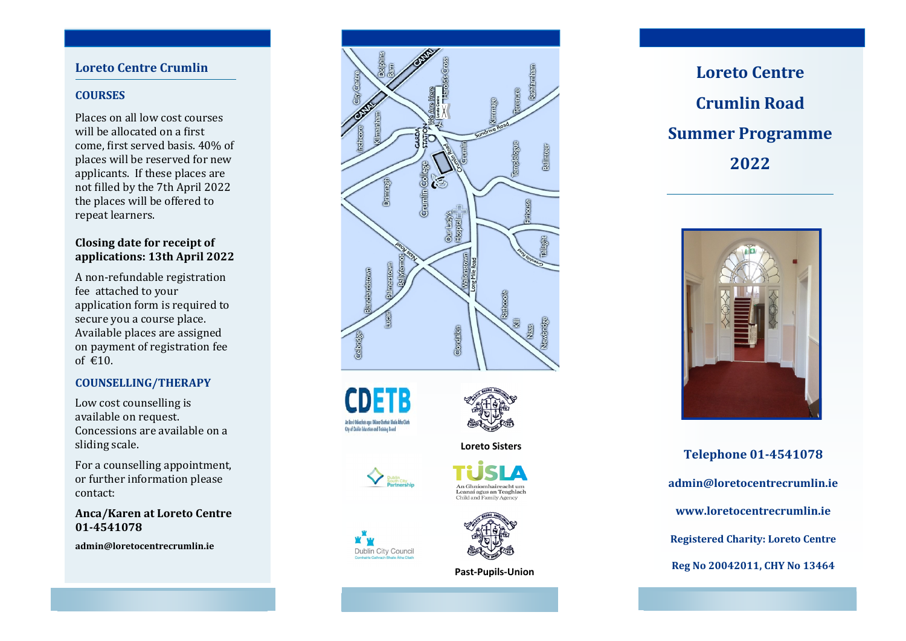## Loreto Centre Crumlin

### COURSES

Places on all low cost courses will be allocated on a first come, first served basis. 40% of places will be reserved for new applicants. If these places are not filled by the 7th April 2022 the places will be offered to repeat learners.

**Closing date for receipt of applications: 13th April 2022**

A non-refundable registration fee attached to your application form is required to secure you a course place. Available places are assigned on payment of registration fee of €10.

### COUNSELLING/THERAPY

Low cost counselling is available on request. Concessions are available on a sliding scale.

For a counselling appointment, or further information please contact:

**Anca/Karen at Loreto Centre 01-4541078**

**admin@loretocentrecrumlin.ie**

Loreto Sisters

Past-Pupils-Union

# Loreto Centre Crumlin Road Summer Programme 2022

**Telephone 01-4541078**

**admin@loretocentrecrumlin.ie**

**www.loretocentrecrumlin.ie**

**Registered Charity: Loreto Centre**

**Reg No 20042011, CHY No 13464**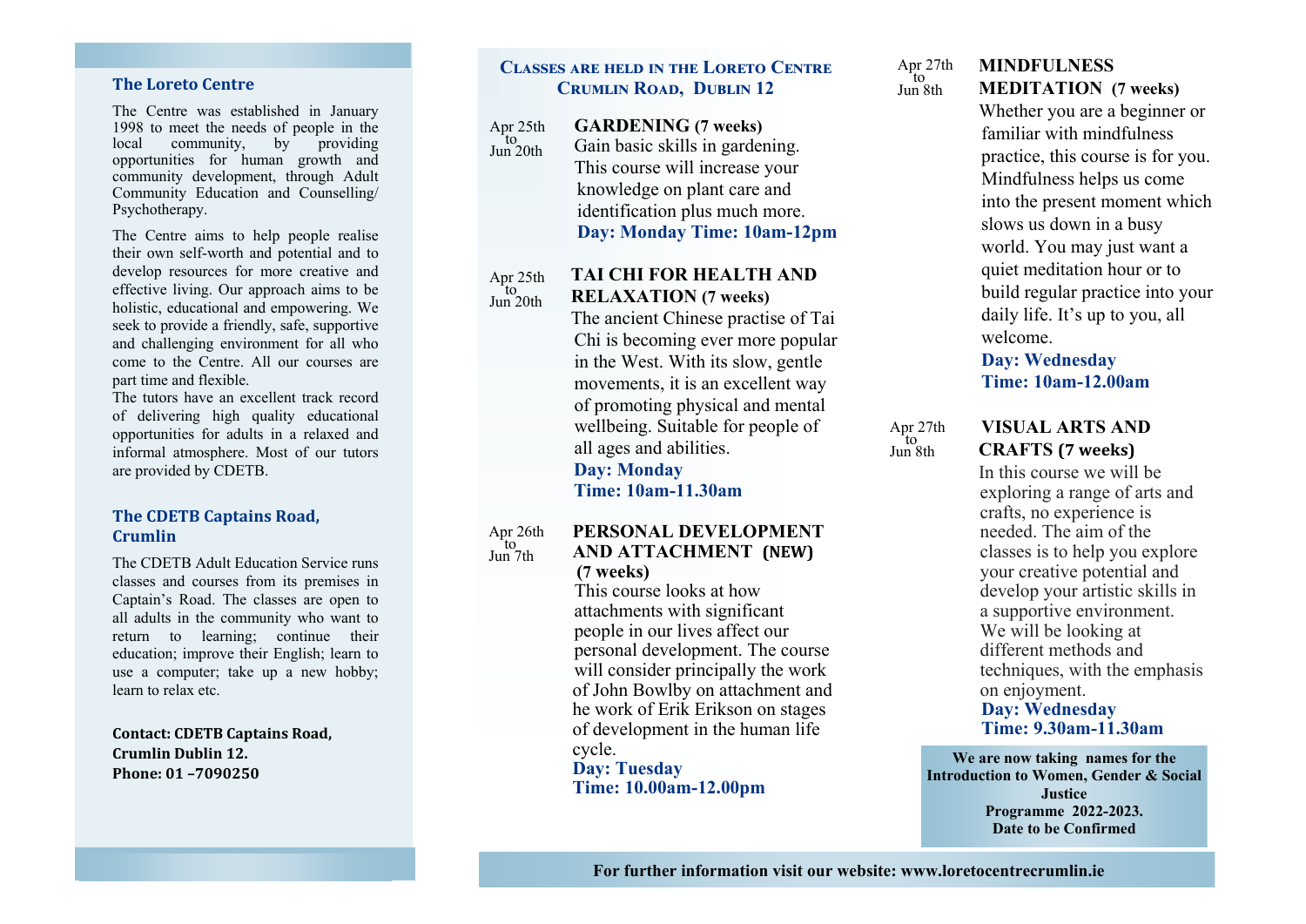## The Loreto Centre

The Centre was established in January 1998 to meet the needs of people in the local community, by providing opportunities for human growth and community development, through Adult Community Education and Counselling/ Psychotherapy.

The Centre aims to help people realise their own self-worth and potential and to develop resources for more creative and effective living. Our approach aims to be holistic, educational and empowering. We seek to provide a friendly, safe, supportive and challenging environment for all who come to the Centre. All our courses are part time and flexible.

The tutors have an excellent track record of delivering high quality educational opportunities for adults in a relaxed and informal atmosphere. Most of our tutors are provided by CDETB.

## The CDETB Captains Road, Crumlin

The CDETB Adult Education Service runs classes and courses from its premises in Captain's Road. The classes are open to all adults in the community who want to return to learning; continue their education; improve their English; learn to use a computer; take up a new hobby; learn to relax etc.

**Contact: CDETB Captains Road, Crumlin Dublin 12.**
**Phone: 01 –7090250**

## Classes are held in the Loreto Centre Crumlin Road, Dublin 12

Apr 25th to Jun 20th

### GARDENING (7 weeks)

Gain basic skills in gardening. This course will increase your knowledge on plant care and identification plus much more.

**Day: Monday Time: 10am-12pm**

Apr 25th to Jun 20th

### TAI CHI FOR HEALTH AND RELAXATION (7 weeks)

The ancient Chinese practise of Tai Chi is becoming ever more popular in the West. With its slow, gentle movements, it is an excellent way of promoting physical and mental wellbeing. Suitable for people of all ages and abilities.

**Day: Monday**
**Time: 10am-11.30am**

Apr 26th to Jun 7th

### PERSONAL DEVELOPMENT AND ATTACHMENT (NEW) (7 weeks)

This course looks at how attachments with significant people in our lives affect our personal development. The course will consider principally the work of John Bowlby on attachment and he work of Erik Erikson on stages of development in the human life cycle.

**Day: Tuesday**
**Time: 10.00am-12.00pm**

Apr 27th to Jun 8th

### MINDFULNESS MEDITATION (7 weeks)

Whether you are a beginner or familiar with mindfulness practice, this course is for you. Mindfulness helps us come into the present moment which slows us down in a busy world. You may just want a quiet meditation hour or to build regular practice into your daily life. It's up to you, all welcome.

**Day: Wednesday**
**Time: 10am-12.00am**

Apr 27th to Jun 8th

### VISUAL ARTS AND CRAFTS (7 weeks)

In this course we will be exploring a range of arts and crafts, no experience is needed. The aim of the classes is to help you explore your creative potential and develop your artistic skills in a supportive environment. We will be looking at different methods and techniques, with the emphasis on enjoyment.

**Day: Wednesday**
**Time: 9.30am-11.30am**

**We are now taking names for the Introduction to Women, Gender & Social Justice Programme 2022-2023. Date to be Confirmed**

**For further information visit our website: www.loretocentrecrumlin.ie**